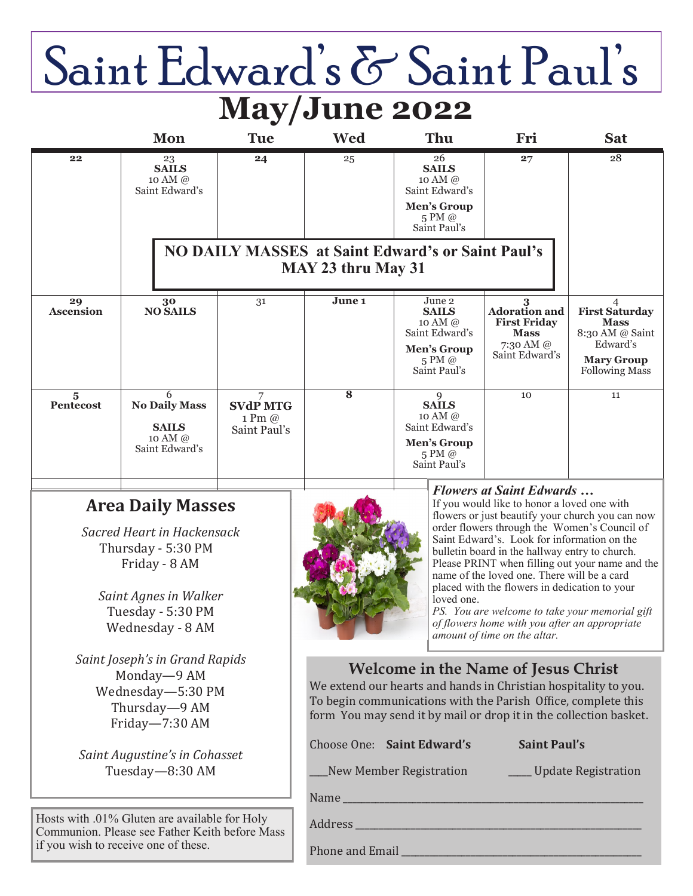# Saint Edward's & Saint Paul's

## May/June 2022

| | Mon | Tue | Wed | Thu | Fri | Sat |
|---|---|---|---|---|---|---|
| 22 | 23 **SAILS** 10 AM @ Saint Edward's | 24 | 25 | 26 **SAILS** 10 AM @ Saint Edward's **Men's Group** 5 PM @ Saint Paul's | 27 | 28 |
| 29 **Ascension** | 30 **NO SAILS** | 31 | June 1 | June 2 **SAILS** 10 AM @ Saint Edward's **Men's Group** 5 PM @ Saint Paul's | 3 **Adoration and First Friday Mass** 7:30 AM @ Saint Edward's | 4 **First Saturday Mass** 8:30 AM @ Saint Edward's **Mary Group** Following Mass |
| 5 **Pentecost** | 6 **No Daily Mass** **SAILS** 10 AM @ Saint Edward's | 7 **SVdP MTG** 1 Pm @ Saint Paul's | 8 | 9 **SAILS** 10 AM @ Saint Edward's **Men's Group** 5 PM @ Saint Paul's | 10 | 11 |

**NO DAILY MASSES at Saint Edward's or Saint Paul's MAY 23 thru May 31**

## Area Daily Masses

*Sacred Heart in Hackensack*
Thursday - 5:30 PM
Friday - 8 AM

*Saint Agnes in Walker*
Tuesday - 5:30 PM
Wednesday - 8 AM

*Saint Joseph's in Grand Rapids*
Monday—9 AM
Wednesday—5:30 PM
Thursday—9 AM
Friday—7:30 AM

*Saint Augustine's in Cohasset*
Tuesday—8:30 AM

Hosts with .01% Gluten are available for Holy Communion. Please see Father Keith before Mass if you wish to receive one of these.

***Flowers at Saint Edwards …***

If you would like to honor a loved one with flowers or just beautify your church you can now order flowers through the Women's Council of Saint Edward's. Look for information on the bulletin board in the hallway entry to church. Please PRINT when filling out your name and the name of the loved one. There will be a card placed with the flowers in dedication to your loved one.

*PS. You are welcome to take your memorial gift of flowers home with you after an appropriate amount of time on the altar.*

## Welcome in the Name of Jesus Christ

We extend our hearts and hands in Christian hospitality to you. To begin communications with the Parish Office, complete this form You may send it by mail or drop it in the collection basket.

Choose One: **Saint Edward's** **Saint Paul's**

___New Member Registration ____ Update Registration

Name ____________________________________________

Address __________________________________________

Phone and Email ___________________________________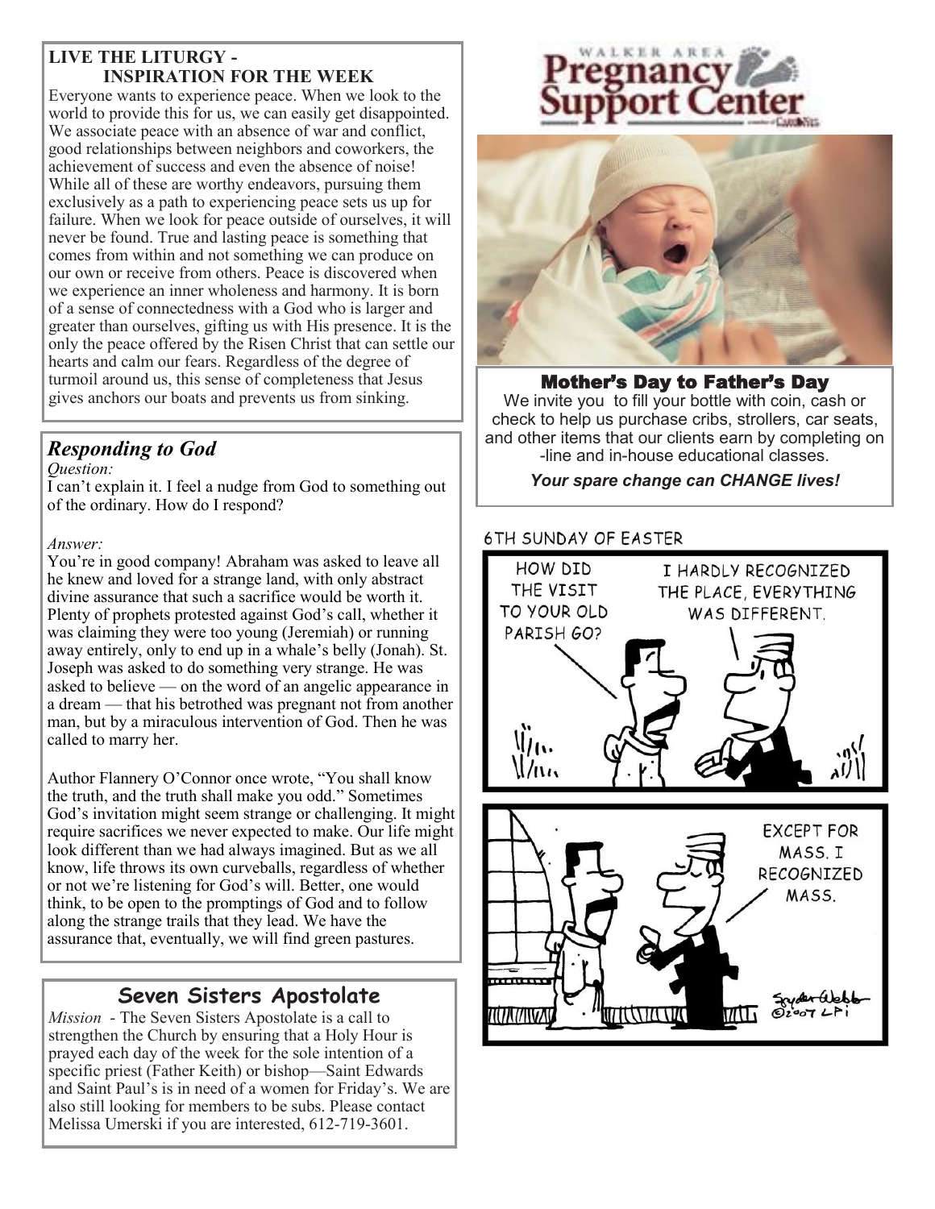## LIVE THE LITURGY - INSPIRATION FOR THE WEEK

Everyone wants to experience peace. When we look to the world to provide this for us, we can easily get disappointed. We associate peace with an absence of war and conflict, good relationships between neighbors and coworkers, the achievement of success and even the absence of noise! While all of these are worthy endeavors, pursuing them exclusively as a path to experiencing peace sets us up for failure. When we look for peace outside of ourselves, it will never be found. True and lasting peace is something that comes from within and not something we can produce on our own or receive from others. Peace is discovered when we experience an inner wholeness and harmony. It is born of a sense of connectedness with a God who is larger and greater than ourselves, gifting us with His presence. It is the only the peace offered by the Risen Christ that can settle our hearts and calm our fears. Regardless of the degree of turmoil around us, this sense of completeness that Jesus gives anchors our boats and prevents us from sinking.

## *Responding to God*

*Question:*

I can't explain it. I feel a nudge from God to something out of the ordinary. How do I respond?

*Answer:*

You're in good company! Abraham was asked to leave all he knew and loved for a strange land, with only abstract divine assurance that such a sacrifice would be worth it. Plenty of prophets protested against God's call, whether it was claiming they were too young (Jeremiah) or running away entirely, only to end up in a whale's belly (Jonah). St. Joseph was asked to do something very strange. He was asked to believe — on the word of an angelic appearance in a dream — that his betrothed was pregnant not from another man, but by a miraculous intervention of God. Then he was called to marry her.

Author Flannery O'Connor once wrote, "You shall know the truth, and the truth shall make you odd." Sometimes God's invitation might seem strange or challenging. It might require sacrifices we never expected to make. Our life might look different than we had always imagined. But as we all know, life throws its own curveballs, regardless of whether or not we're listening for God's will. Better, one would think, to be open to the promptings of God and to follow along the strange trails that they lead. We have the assurance that, eventually, we will find green pastures.

## Seven Sisters Apostolate

*Mission* - The Seven Sisters Apostolate is a call to strengthen the Church by ensuring that a Holy Hour is prayed each day of the week for the sole intention of a specific priest (Father Keith) or bishop—Saint Edwards and Saint Paul's is in need of a women for Friday's. We are also still looking for members to be subs. Please contact Melissa Umerski if you are interested, 612-719-3601.

WALKER AREA
**Pregnancy Support Center**

## Mother's Day to Father's Day

We invite you to fill your bottle with coin, cash or check to help us purchase cribs, strollers, car seats, and other items that our clients earn by completing on-line and in-house educational classes.

***Your spare change can CHANGE lives!***

6TH SUNDAY OF EASTER